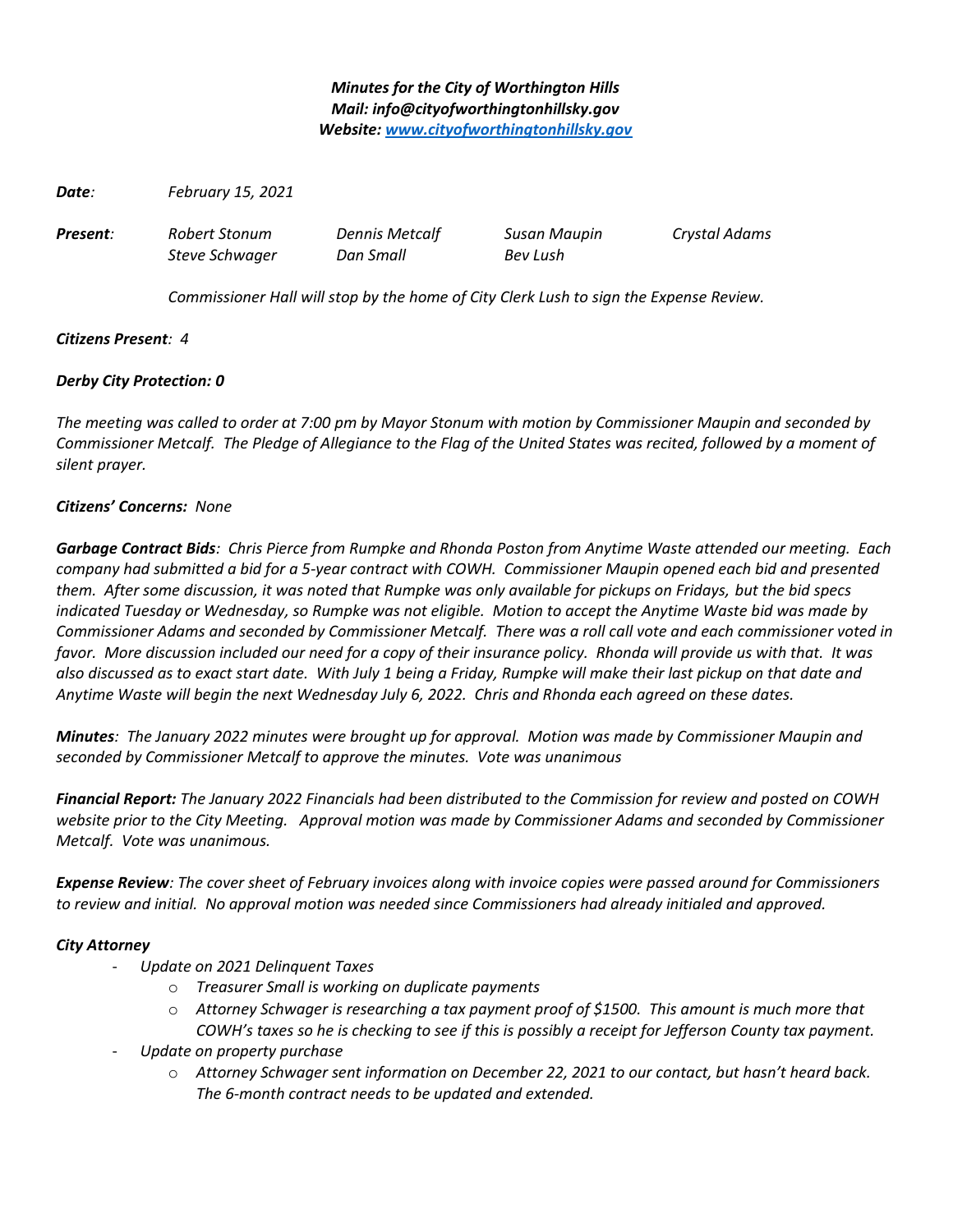***Minutes for the City of Worthington Hills***
***Mail: info@cityofworthingtonhillsky.gov***
***Website: [www.cityofworthingtonhillsky.gov](www.cityofworthingtonhillsky.gov)***

***Date**: February 15, 2021*

| ***Present**:* | *Robert Stonum* | *Dennis Metcalf* | *Susan Maupin* | *Crystal Adams* |
|---|---|---|---|---|
| | *Steve Schwager* | *Dan Small* | *Bev Lush* | |

*Commissioner Hall will stop by the home of City Clerk Lush to sign the Expense Review.*

***Citizens Present**: 4*

***Derby City Protection: 0***

*The meeting was called to order at 7:00 pm by Mayor Stonum with motion by Commissioner Maupin and seconded by Commissioner Metcalf. The Pledge of Allegiance to the Flag of the United States was recited, followed by a moment of silent prayer.*

***Citizens' Concerns:** None*

***Garbage Contract Bids**: Chris Pierce from Rumpke and Rhonda Poston from Anytime Waste attended our meeting. Each company had submitted a bid for a 5-year contract with COWH. Commissioner Maupin opened each bid and presented them. After some discussion, it was noted that Rumpke was only available for pickups on Fridays, but the bid specs indicated Tuesday or Wednesday, so Rumpke was not eligible. Motion to accept the Anytime Waste bid was made by Commissioner Adams and seconded by Commissioner Metcalf. There was a roll call vote and each commissioner voted in favor. More discussion included our need for a copy of their insurance policy. Rhonda will provide us with that. It was also discussed as to exact start date. With July 1 being a Friday, Rumpke will make their last pickup on that date and Anytime Waste will begin the next Wednesday July 6, 2022. Chris and Rhonda each agreed on these dates.*

***Minutes**: The January 2022 minutes were brought up for approval. Motion was made by Commissioner Maupin and seconded by Commissioner Metcalf to approve the minutes. Vote was unanimous*

***Financial Report:** The January 2022 Financials had been distributed to the Commission for review and posted on COWH website prior to the City Meeting. Approval motion was made by Commissioner Adams and seconded by Commissioner Metcalf. Vote was unanimous.*

***Expense Review**: The cover sheet of February invoices along with invoice copies were passed around for Commissioners to review and initial. No approval motion was needed since Commissioners had already initialed and approved.*

***City Attorney***

- *Update on 2021 Delinquent Taxes*
  - *Treasurer Small is working on duplicate payments*
  - *Attorney Schwager is researching a tax payment proof of $1500. This amount is much more that COWH's taxes so he is checking to see if this is possibly a receipt for Jefferson County tax payment.*
- *Update on property purchase*
  - *Attorney Schwager sent information on December 22, 2021 to our contact, but hasn't heard back. The 6-month contract needs to be updated and extended.*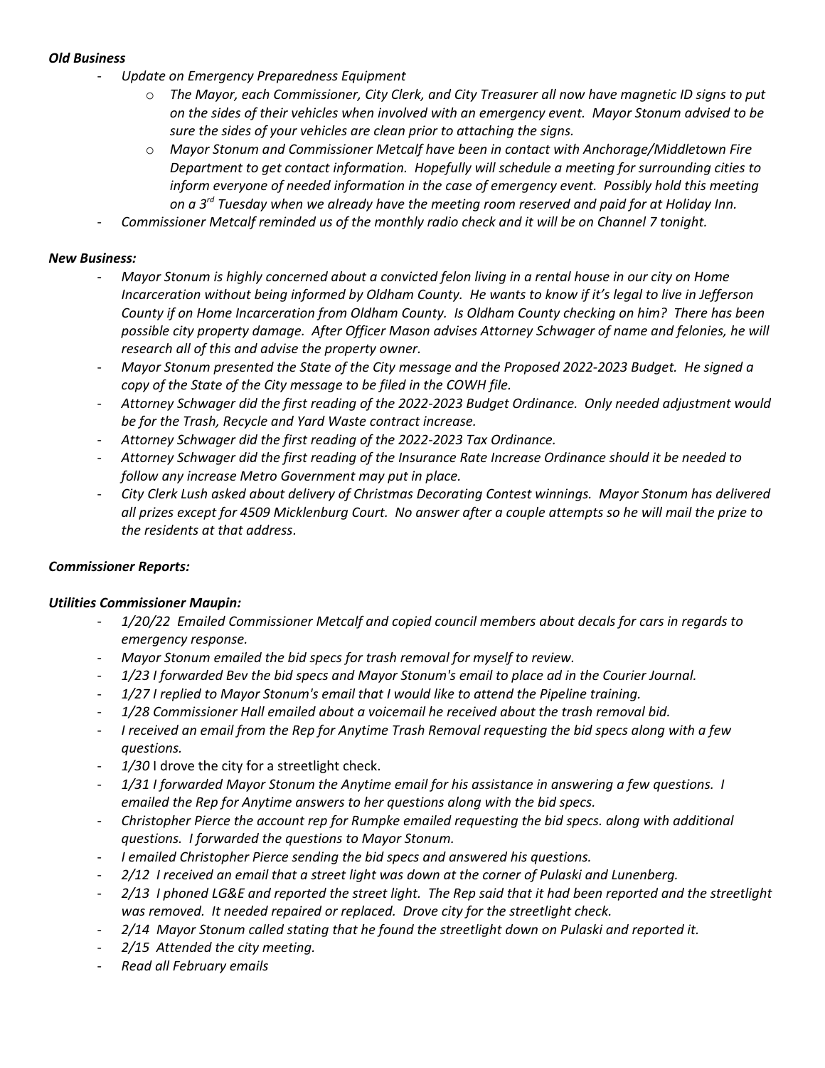***Old Business***

- *Update on Emergency Preparedness Equipment*
  - *The Mayor, each Commissioner, City Clerk, and City Treasurer all now have magnetic ID signs to put on the sides of their vehicles when involved with an emergency event. Mayor Stonum advised to be sure the sides of your vehicles are clean prior to attaching the signs.*
  - *Mayor Stonum and Commissioner Metcalf have been in contact with Anchorage/Middletown Fire Department to get contact information. Hopefully will schedule a meeting for surrounding cities to inform everyone of needed information in the case of emergency event. Possibly hold this meeting on a 3rd Tuesday when we already have the meeting room reserved and paid for at Holiday Inn.*
- *Commissioner Metcalf reminded us of the monthly radio check and it will be on Channel 7 tonight.*

***New Business:***

- *Mayor Stonum is highly concerned about a convicted felon living in a rental house in our city on Home Incarceration without being informed by Oldham County. He wants to know if it's legal to live in Jefferson County if on Home Incarceration from Oldham County. Is Oldham County checking on him? There has been possible city property damage. After Officer Mason advises Attorney Schwager of name and felonies, he will research all of this and advise the property owner.*
- *Mayor Stonum presented the State of the City message and the Proposed 2022-2023 Budget. He signed a copy of the State of the City message to be filed in the COWH file.*
- *Attorney Schwager did the first reading of the 2022-2023 Budget Ordinance. Only needed adjustment would be for the Trash, Recycle and Yard Waste contract increase.*
- *Attorney Schwager did the first reading of the 2022-2023 Tax Ordinance.*
- *Attorney Schwager did the first reading of the Insurance Rate Increase Ordinance should it be needed to follow any increase Metro Government may put in place.*
- *City Clerk Lush asked about delivery of Christmas Decorating Contest winnings. Mayor Stonum has delivered all prizes except for 4509 Micklenburg Court. No answer after a couple attempts so he will mail the prize to the residents at that address.*

***Commissioner Reports:***

***Utilities Commissioner Maupin:***

- *1/20/22 Emailed Commissioner Metcalf and copied council members about decals for cars in regards to emergency response.*
- *Mayor Stonum emailed the bid specs for trash removal for myself to review.*
- *1/23 I forwarded Bev the bid specs and Mayor Stonum's email to place ad in the Courier Journal.*
- *1/27 I replied to Mayor Stonum's email that I would like to attend the Pipeline training.*
- *1/28 Commissioner Hall emailed about a voicemail he received about the trash removal bid.*
- *I received an email from the Rep for Anytime Trash Removal requesting the bid specs along with a few questions.*
- *1/30* I drove the city for a streetlight check.
- *1/31 I forwarded Mayor Stonum the Anytime email for his assistance in answering a few questions. I emailed the Rep for Anytime answers to her questions along with the bid specs.*
- *Christopher Pierce the account rep for Rumpke emailed requesting the bid specs. along with additional questions. I forwarded the questions to Mayor Stonum.*
- *I emailed Christopher Pierce sending the bid specs and answered his questions.*
- *2/12 I received an email that a street light was down at the corner of Pulaski and Lunenberg.*
- *2/13 I phoned LG&E and reported the street light. The Rep said that it had been reported and the streetlight was removed. It needed repaired or replaced. Drove city for the streetlight check.*
- *2/14 Mayor Stonum called stating that he found the streetlight down on Pulaski and reported it.*
- *2/15 Attended the city meeting.*
- *Read all February emails*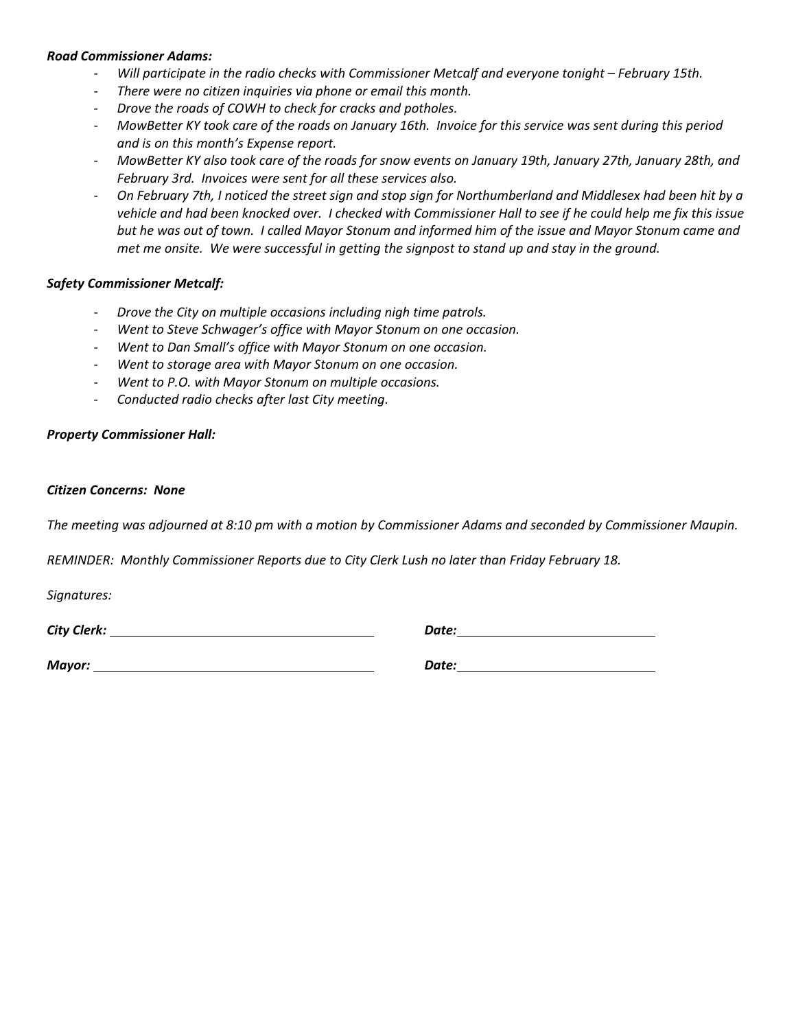***Road Commissioner Adams:***

- *Will participate in the radio checks with Commissioner Metcalf and everyone tonight – February 15th.*
- *There were no citizen inquiries via phone or email this month.*
- *Drove the roads of COWH to check for cracks and potholes.*
- *MowBetter KY took care of the roads on January 16th. Invoice for this service was sent during this period and is on this month's Expense report.*
- *MowBetter KY also took care of the roads for snow events on January 19th, January 27th, January 28th, and February 3rd. Invoices were sent for all these services also.*
- *On February 7th, I noticed the street sign and stop sign for Northumberland and Middlesex had been hit by a vehicle and had been knocked over. I checked with Commissioner Hall to see if he could help me fix this issue but he was out of town. I called Mayor Stonum and informed him of the issue and Mayor Stonum came and met me onsite. We were successful in getting the signpost to stand up and stay in the ground.*

***Safety Commissioner Metcalf:***

- *Drove the City on multiple occasions including nigh time patrols.*
- *Went to Steve Schwager's office with Mayor Stonum on one occasion.*
- *Went to Dan Small's office with Mayor Stonum on one occasion.*
- *Went to storage area with Mayor Stonum on one occasion.*
- *Went to P.O. with Mayor Stonum on multiple occasions.*
- *Conducted radio checks after last City meeting.*

***Property Commissioner Hall:***

***Citizen Concerns: None***

*The meeting was adjourned at 8:10 pm with a motion by Commissioner Adams and seconded by Commissioner Maupin.*

*REMINDER: Monthly Commissioner Reports due to City Clerk Lush no later than Friday February 18.*

*Signatures:*

***City Clerk:*** ______________________________ ***Date:*** ______________________

***Mayor:*** ______________________________ ***Date:*** ______________________